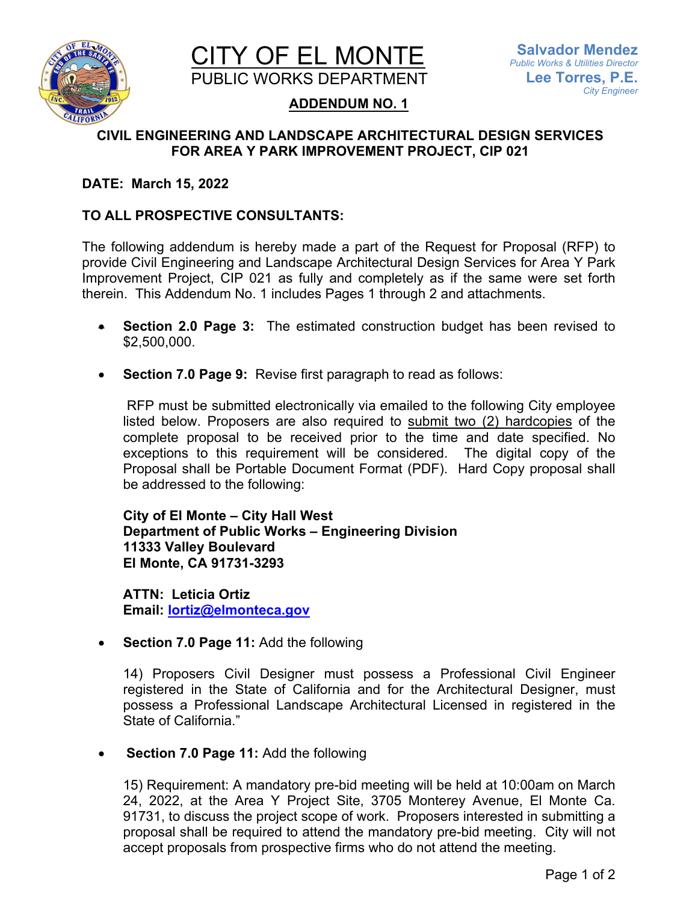# CITY OF EL MONTE

PUBLIC WORKS DEPARTMENT

**Salvador Mendez**
*Public Works & Utilities Director*
**Lee Torres, P.E.**
*City Engineer*

## ADDENDUM NO. 1

### CIVIL ENGINEERING AND LANDSCAPE ARCHITECTURAL DESIGN SERVICES FOR AREA Y PARK IMPROVEMENT PROJECT, CIP 021

**DATE: March 15, 2022**

**TO ALL PROSPECTIVE CONSULTANTS:**

The following addendum is hereby made a part of the Request for Proposal (RFP) to provide Civil Engineering and Landscape Architectural Design Services for Area Y Park Improvement Project, CIP 021 as fully and completely as if the same were set forth therein. This Addendum No. 1 includes Pages 1 through 2 and attachments.

- **Section 2.0 Page 3:** The estimated construction budget has been revised to $2,500,000.

- **Section 7.0 Page 9:** Revise first paragraph to read as follows:

  RFP must be submitted electronically via emailed to the following City employee listed below. Proposers are also required to <u>submit two (2) hardcopies</u> of the complete proposal to be received prior to the time and date specified. No exceptions to this requirement will be considered. The digital copy of the Proposal shall be Portable Document Format (PDF). Hard Copy proposal shall be addressed to the following:

  **City of El Monte – City Hall West**
  **Department of Public Works – Engineering Division**
  **11333 Valley Boulevard**
  **El Monte, CA 91731-3293**

  **ATTN: Leticia Ortiz**
  **Email: lortiz@elmonteca.gov**

- **Section 7.0 Page 11:** Add the following

  14) Proposers Civil Designer must possess a Professional Civil Engineer registered in the State of California and for the Architectural Designer, must possess a Professional Landscape Architectural Licensed in registered in the State of California."

- **Section 7.0 Page 11:** Add the following

  15) Requirement: A mandatory pre-bid meeting will be held at 10:00am on March 24, 2022, at the Area Y Project Site, 3705 Monterey Avenue, El Monte Ca. 91731, to discuss the project scope of work. Proposers interested in submitting a proposal shall be required to attend the mandatory pre-bid meeting. City will not accept proposals from prospective firms who do not attend the meeting.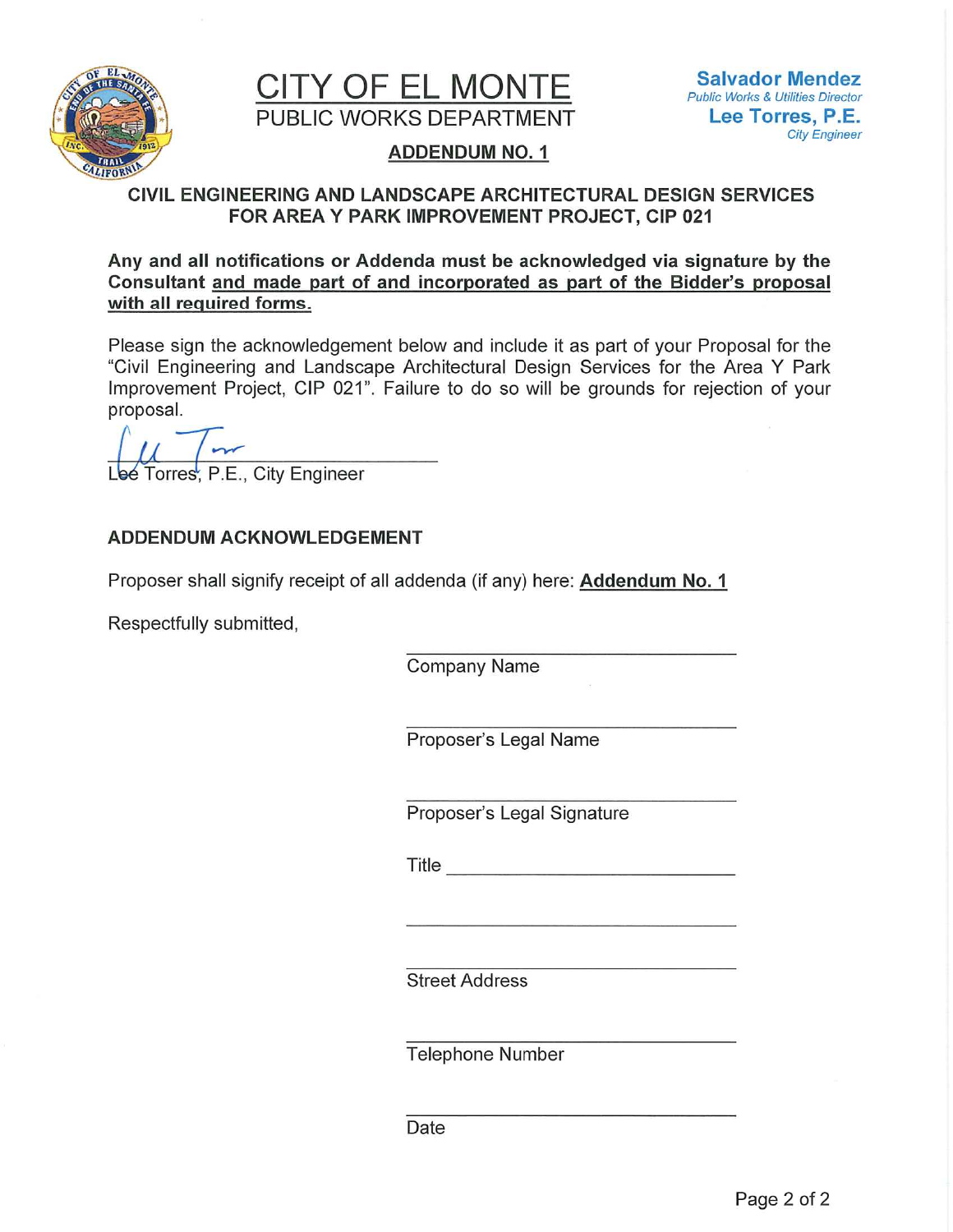# CITY OF EL MONTE

PUBLIC WORKS DEPARTMENT

**Salvador Mendez**
*Public Works & Utilities Director*
**Lee Torres, P.E.**
*City Engineer*

## ADDENDUM NO. 1

### CIVIL ENGINEERING AND LANDSCAPE ARCHITECTURAL DESIGN SERVICES FOR AREA Y PARK IMPROVEMENT PROJECT, CIP 021

**Any and all notifications or Addenda must be acknowledged via signature by the Consultant and made part of and incorporated as part of the Bidder's proposal with all required forms.**

Please sign the acknowledgement below and include it as part of your Proposal for the "Civil Engineering and Landscape Architectural Design Services for the Area Y Park Improvement Project, CIP 021". Failure to do so will be grounds for rejection of your proposal.

______________________________
Lee Torres, P.E., City Engineer

### ADDENDUM ACKNOWLEDGEMENT

Proposer shall signify receipt of all addenda (if any) here: **Addendum No. 1**

Respectfully submitted,

______________________________
Company Name

______________________________
Proposer's Legal Name

______________________________
Proposer's Legal Signature

Title ______________________________

______________________________

______________________________
Street Address

______________________________
Telephone Number

______________________________
Date